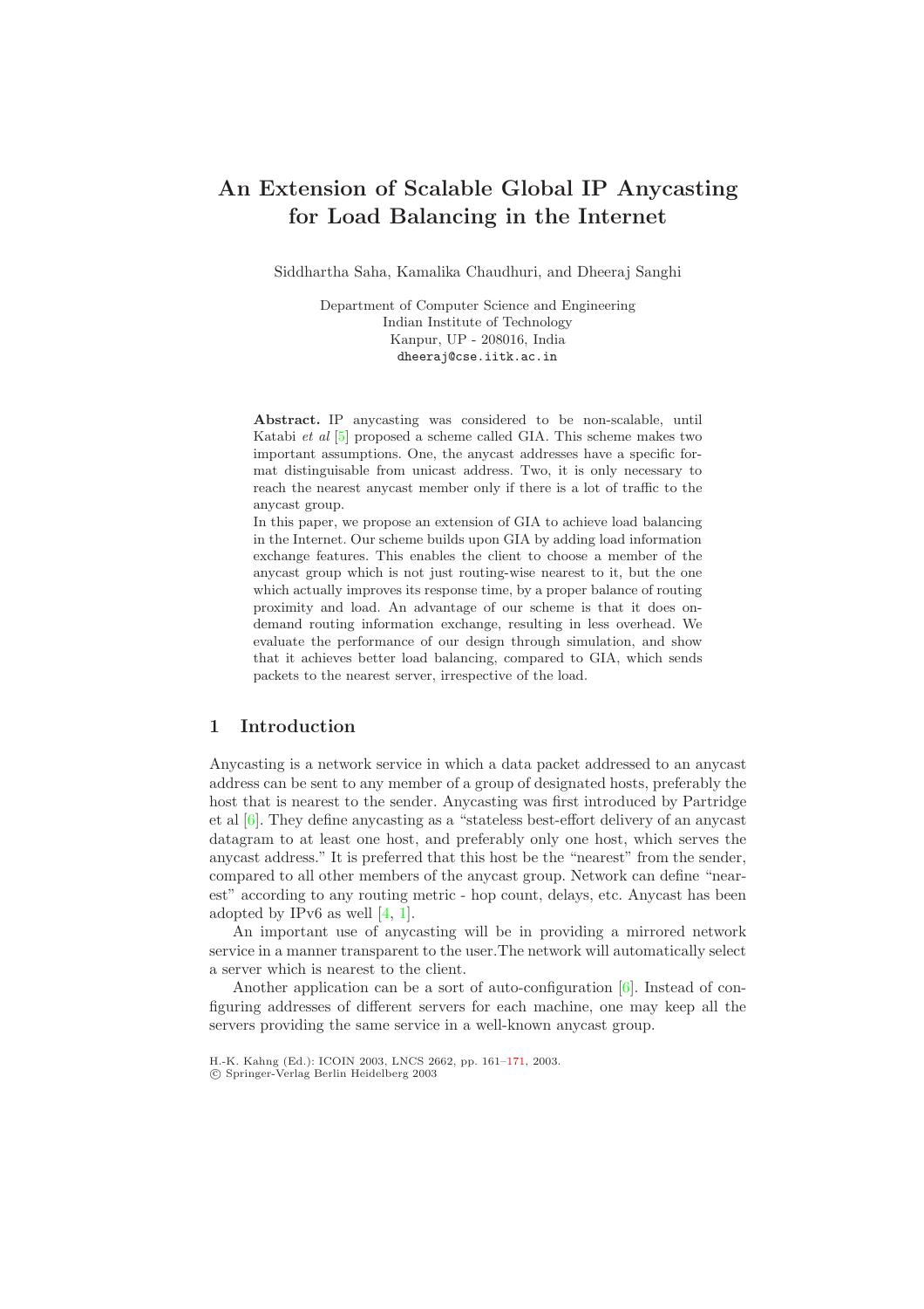# An Extension of Scalable Global IP Anycasting for Load Balancing in the Internet

Siddhartha Saha, Kamalika Chaudhuri, and Dheeraj Sanghi

Department of Computer Science and Engineering
Indian Institute of Technology
Kanpur, UP - 208016, India
dheeraj@cse.iitk.ac.in

**Abstract.** IP anycasting was considered to be non-scalable, until Katabi *et al* [5] proposed a scheme called GIA. This scheme makes two important assumptions. One, the anycast addresses have a specific format distinguishable from unicast address. Two, it is only necessary to reach the nearest anycast member only if there is a lot of traffic to the anycast group.

In this paper, we propose an extension of GIA to achieve load balancing in the Internet. Our scheme builds upon GIA by adding load information exchange features. This enables the client to choose a member of the anycast group which is not just routing-wise nearest to it, but the one which actually improves its response time, by a proper balance of routing proximity and load. An advantage of our scheme is that it does on-demand routing information exchange, resulting in less overhead. We evaluate the performance of our design through simulation, and show that it achieves better load balancing, compared to GIA, which sends packets to the nearest server, irrespective of the load.

## 1 Introduction

Anycasting is a network service in which a data packet addressed to an anycast address can be sent to any member of a group of designated hosts, preferably the host that is nearest to the sender. Anycasting was first introduced by Partridge et al [6]. They define anycasting as a "stateless best-effort delivery of an anycast datagram to at least one host, and preferably only one host, which serves the anycast address." It is preferred that this host be the "nearest" from the sender, compared to all other members of the anycast group. Network can define "nearest" according to any routing metric - hop count, delays, etc. Anycast has been adopted by IPv6 as well [4, 1].

An important use of anycasting will be in providing a mirrored network service in a manner transparent to the user.The network will automatically select a server which is nearest to the client.

Another application can be a sort of auto-configuration [6]. Instead of configuring addresses of different servers for each machine, one may keep all the servers providing the same service in a well-known anycast group.

H.-K. Kahng (Ed.): ICOIN 2003, LNCS 2662, pp. 161–171, 2003.
© Springer-Verlag Berlin Heidelberg 2003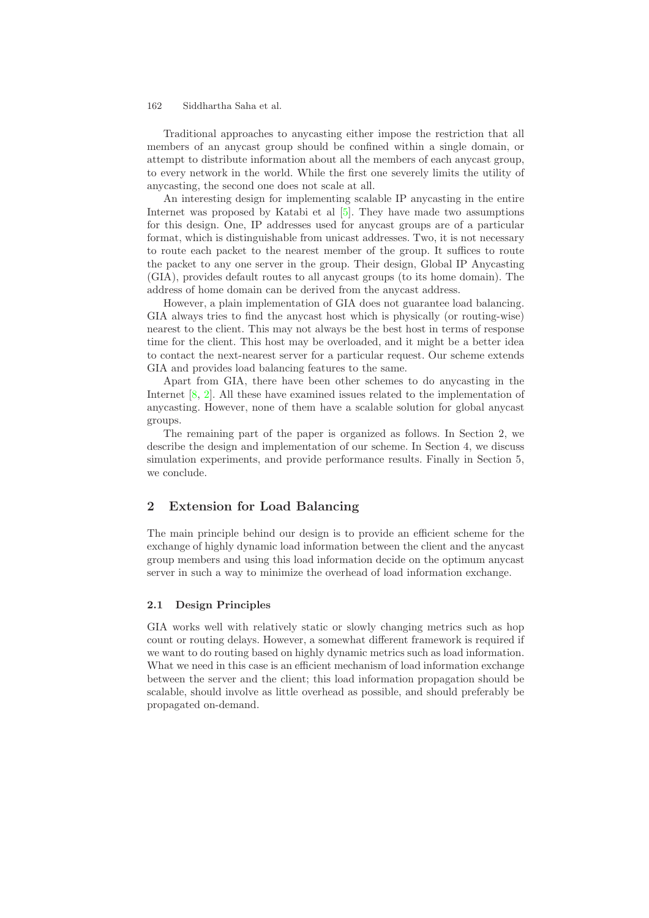Traditional approaches to anycasting either impose the restriction that all members of an anycast group should be confined within a single domain, or attempt to distribute information about all the members of each anycast group, to every network in the world. While the first one severely limits the utility of anycasting, the second one does not scale at all.

An interesting design for implementing scalable IP anycasting in the entire Internet was proposed by Katabi et al [5]. They have made two assumptions for this design. One, IP addresses used for anycast groups are of a particular format, which is distinguishable from unicast addresses. Two, it is not necessary to route each packet to the nearest member of the group. It suffices to route the packet to any one server in the group. Their design, Global IP Anycasting (GIA), provides default routes to all anycast groups (to its home domain). The address of home domain can be derived from the anycast address.

However, a plain implementation of GIA does not guarantee load balancing. GIA always tries to find the anycast host which is physically (or routing-wise) nearest to the client. This may not always be the best host in terms of response time for the client. This host may be overloaded, and it might be a better idea to contact the next-nearest server for a particular request. Our scheme extends GIA and provides load balancing features to the same.

Apart from GIA, there have been other schemes to do anycasting in the Internet [8, 2]. All these have examined issues related to the implementation of anycasting. However, none of them have a scalable solution for global anycast groups.

The remaining part of the paper is organized as follows. In Section 2, we describe the design and implementation of our scheme. In Section 4, we discuss simulation experiments, and provide performance results. Finally in Section 5, we conclude.

## 2 Extension for Load Balancing

The main principle behind our design is to provide an efficient scheme for the exchange of highly dynamic load information between the client and the anycast group members and using this load information decide on the optimum anycast server in such a way to minimize the overhead of load information exchange.

### 2.1 Design Principles

GIA works well with relatively static or slowly changing metrics such as hop count or routing delays. However, a somewhat different framework is required if we want to do routing based on highly dynamic metrics such as load information. What we need in this case is an efficient mechanism of load information exchange between the server and the client; this load information propagation should be scalable, should involve as little overhead as possible, and should preferably be propagated on-demand.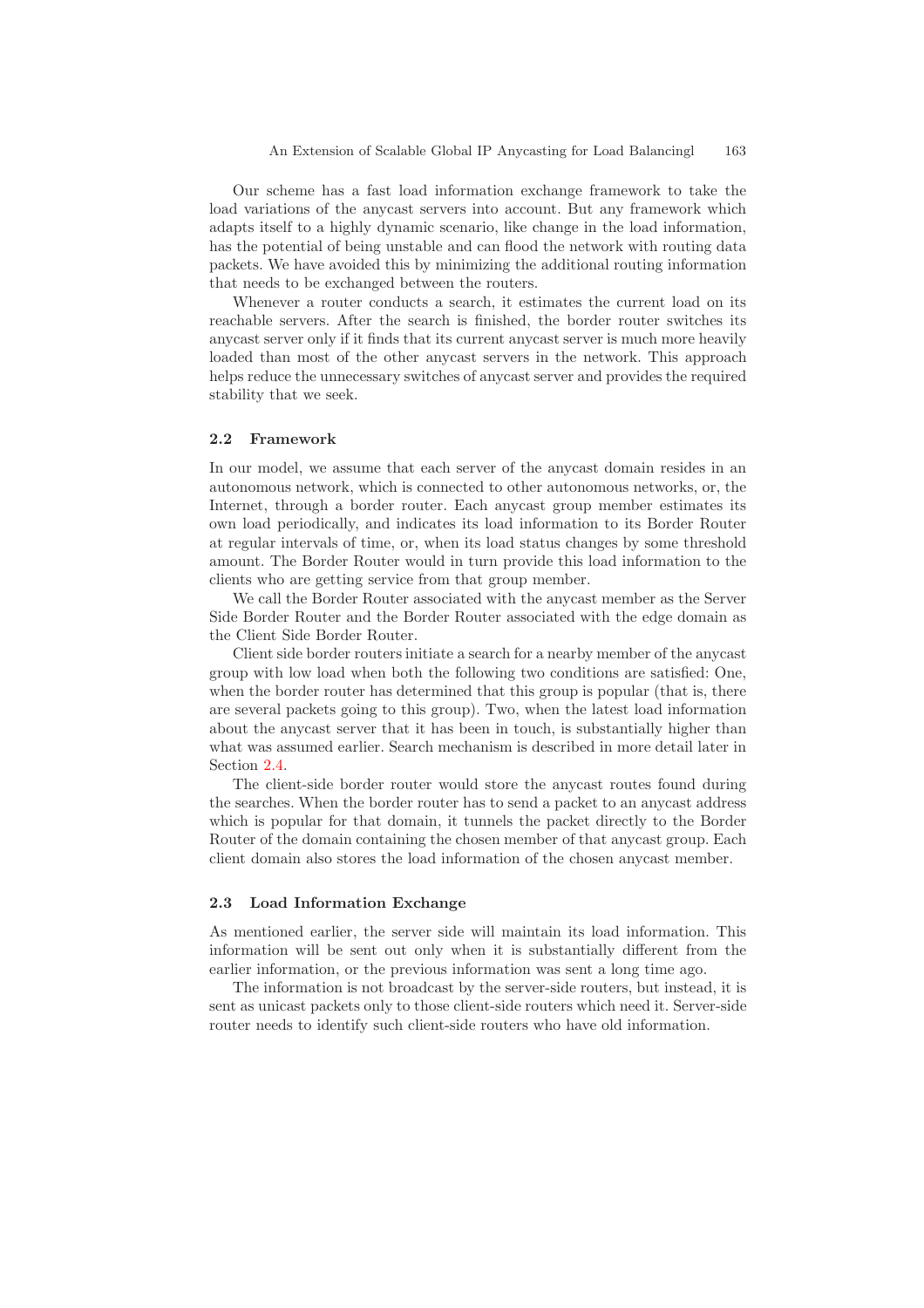Our scheme has a fast load information exchange framework to take the load variations of the anycast servers into account. But any framework which adapts itself to a highly dynamic scenario, like change in the load information, has the potential of being unstable and can flood the network with routing data packets. We have avoided this by minimizing the additional routing information that needs to be exchanged between the routers.

Whenever a router conducts a search, it estimates the current load on its reachable servers. After the search is finished, the border router switches its anycast server only if it finds that its current anycast server is much more heavily loaded than most of the other anycast servers in the network. This approach helps reduce the unnecessary switches of anycast server and provides the required stability that we seek.

### 2.2 Framework

In our model, we assume that each server of the anycast domain resides in an autonomous network, which is connected to other autonomous networks, or, the Internet, through a border router. Each anycast group member estimates its own load periodically, and indicates its load information to its Border Router at regular intervals of time, or, when its load status changes by some threshold amount. The Border Router would in turn provide this load information to the clients who are getting service from that group member.

We call the Border Router associated with the anycast member as the Server Side Border Router and the Border Router associated with the edge domain as the Client Side Border Router.

Client side border routers initiate a search for a nearby member of the anycast group with low load when both the following two conditions are satisfied: One, when the border router has determined that this group is popular (that is, there are several packets going to this group). Two, when the latest load information about the anycast server that it has been in touch, is substantially higher than what was assumed earlier. Search mechanism is described in more detail later in Section 2.4.

The client-side border router would store the anycast routes found during the searches. When the border router has to send a packet to an anycast address which is popular for that domain, it tunnels the packet directly to the Border Router of the domain containing the chosen member of that anycast group. Each client domain also stores the load information of the chosen anycast member.

### 2.3 Load Information Exchange

As mentioned earlier, the server side will maintain its load information. This information will be sent out only when it is substantially different from the earlier information, or the previous information was sent a long time ago.

The information is not broadcast by the server-side routers, but instead, it is sent as unicast packets only to those client-side routers which need it. Server-side router needs to identify such client-side routers who have old information.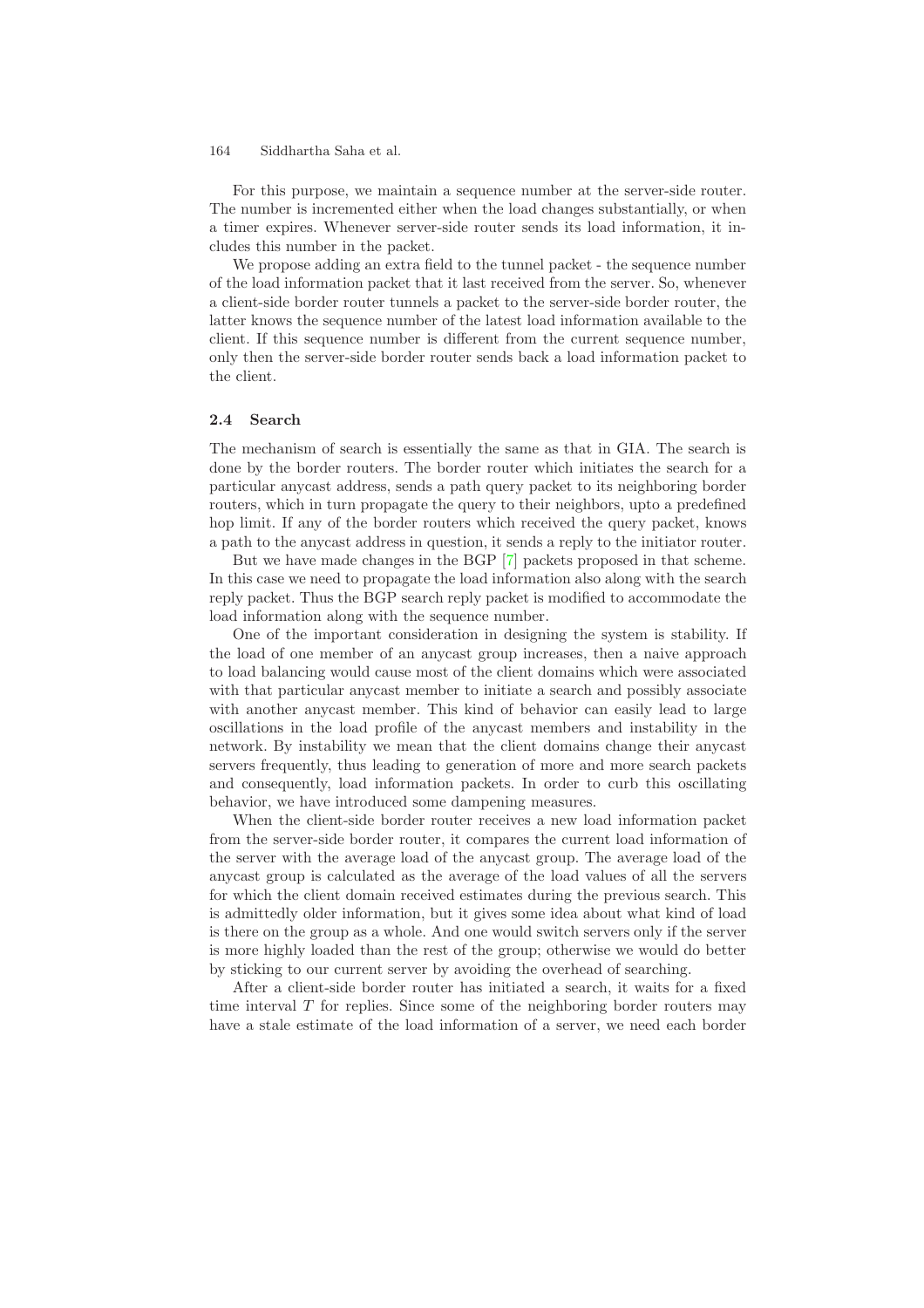For this purpose, we maintain a sequence number at the server-side router. The number is incremented either when the load changes substantially, or when a timer expires. Whenever server-side router sends its load information, it includes this number in the packet.

We propose adding an extra field to the tunnel packet - the sequence number of the load information packet that it last received from the server. So, whenever a client-side border router tunnels a packet to the server-side border router, the latter knows the sequence number of the latest load information available to the client. If this sequence number is different from the current sequence number, only then the server-side border router sends back a load information packet to the client.

### 2.4 Search

The mechanism of search is essentially the same as that in GIA. The search is done by the border routers. The border router which initiates the search for a particular anycast address, sends a path query packet to its neighboring border routers, which in turn propagate the query to their neighbors, upto a predefined hop limit. If any of the border routers which received the query packet, knows a path to the anycast address in question, it sends a reply to the initiator router.

But we have made changes in the BGP [7] packets proposed in that scheme. In this case we need to propagate the load information also along with the search reply packet. Thus the BGP search reply packet is modified to accommodate the load information along with the sequence number.

One of the important consideration in designing the system is stability. If the load of one member of an anycast group increases, then a naive approach to load balancing would cause most of the client domains which were associated with that particular anycast member to initiate a search and possibly associate with another anycast member. This kind of behavior can easily lead to large oscillations in the load profile of the anycast members and instability in the network. By instability we mean that the client domains change their anycast servers frequently, thus leading to generation of more and more search packets and consequently, load information packets. In order to curb this oscillating behavior, we have introduced some dampening measures.

When the client-side border router receives a new load information packet from the server-side border router, it compares the current load information of the server with the average load of the anycast group. The average load of the anycast group is calculated as the average of the load values of all the servers for which the client domain received estimates during the previous search. This is admittedly older information, but it gives some idea about what kind of load is there on the group as a whole. And one would switch servers only if the server is more highly loaded than the rest of the group; otherwise we would do better by sticking to our current server by avoiding the overhead of searching.

After a client-side border router has initiated a search, it waits for a fixed time interval $T$ for replies. Since some of the neighboring border routers may have a stale estimate of the load information of a server, we need each border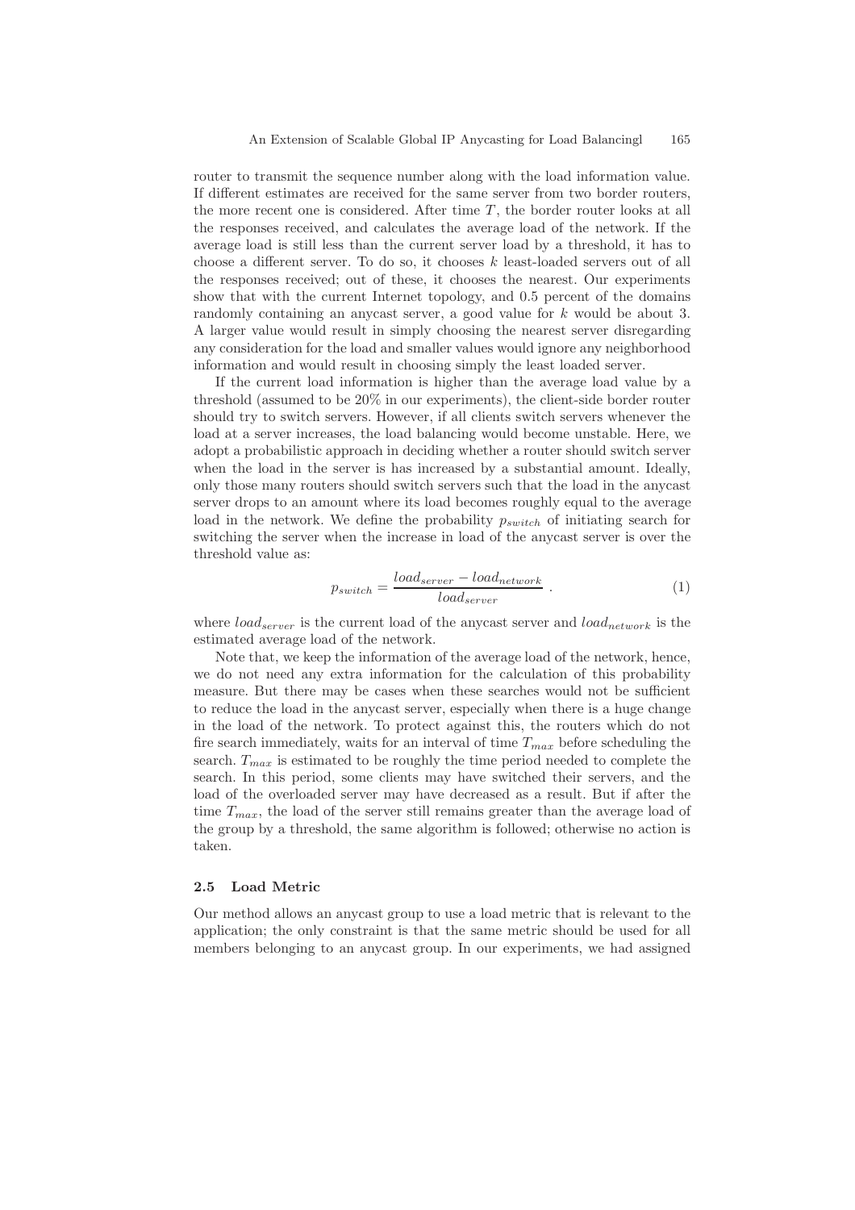router to transmit the sequence number along with the load information value. If different estimates are received for the same server from two border routers, the more recent one is considered. After time $T$, the border router looks at all the responses received, and calculates the average load of the network. If the average load is still less than the current server load by a threshold, it has to choose a different server. To do so, it chooses $k$ least-loaded servers out of all the responses received; out of these, it chooses the nearest. Our experiments show that with the current Internet topology, and 0.5 percent of the domains randomly containing an anycast server, a good value for $k$ would be about 3. A larger value would result in simply choosing the nearest server disregarding any consideration for the load and smaller values would ignore any neighborhood information and would result in choosing simply the least loaded server.

If the current load information is higher than the average load value by a threshold (assumed to be 20% in our experiments), the client-side border router should try to switch servers. However, if all clients switch servers whenever the load at a server increases, the load balancing would become unstable. Here, we adopt a probabilistic approach in deciding whether a router should switch server when the load in the server is has increased by a substantial amount. Ideally, only those many routers should switch servers such that the load in the anycast server drops to an amount where its load becomes roughly equal to the average load in the network. We define the probability $p_{switch}$ of initiating search for switching the server when the increase in load of the anycast server is over the threshold value as:

$$p_{switch} = \frac{load_{server} - load_{network}}{load_{server}} \ . \tag{1}$$

where $load_{server}$ is the current load of the anycast server and $load_{network}$ is the estimated average load of the network.

Note that, we keep the information of the average load of the network, hence, we do not need any extra information for the calculation of this probability measure. But there may be cases when these searches would not be sufficient to reduce the load in the anycast server, especially when there is a huge change in the load of the network. To protect against this, the routers which do not fire search immediately, waits for an interval of time $T_{max}$ before scheduling the search. $T_{max}$ is estimated to be roughly the time period needed to complete the search. In this period, some clients may have switched their servers, and the load of the overloaded server may have decreased as a result. But if after the time $T_{max}$, the load of the server still remains greater than the average load of the group by a threshold, the same algorithm is followed; otherwise no action is taken.

### 2.5 Load Metric

Our method allows an anycast group to use a load metric that is relevant to the application; the only constraint is that the same metric should be used for all members belonging to an anycast group. In our experiments, we had assigned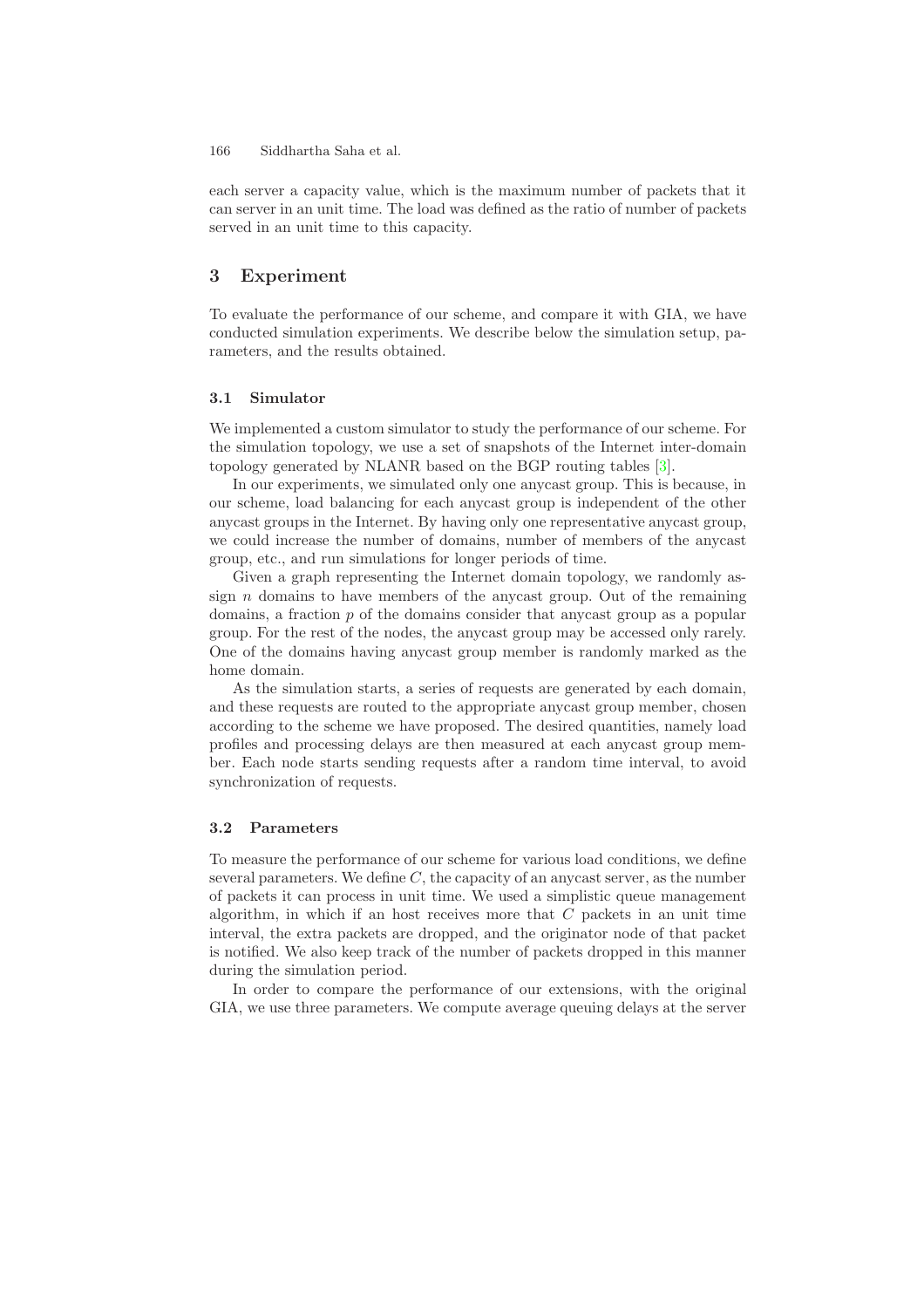each server a capacity value, which is the maximum number of packets that it can server in an unit time. The load was defined as the ratio of number of packets served in an unit time to this capacity.

## 3 Experiment

To evaluate the performance of our scheme, and compare it with GIA, we have conducted simulation experiments. We describe below the simulation setup, parameters, and the results obtained.

### 3.1 Simulator

We implemented a custom simulator to study the performance of our scheme. For the simulation topology, we use a set of snapshots of the Internet inter-domain topology generated by NLANR based on the BGP routing tables [3].

In our experiments, we simulated only one anycast group. This is because, in our scheme, load balancing for each anycast group is independent of the other anycast groups in the Internet. By having only one representative anycast group, we could increase the number of domains, number of members of the anycast group, etc., and run simulations for longer periods of time.

Given a graph representing the Internet domain topology, we randomly assign $n$ domains to have members of the anycast group. Out of the remaining domains, a fraction $p$ of the domains consider that anycast group as a popular group. For the rest of the nodes, the anycast group may be accessed only rarely. One of the domains having anycast group member is randomly marked as the home domain.

As the simulation starts, a series of requests are generated by each domain, and these requests are routed to the appropriate anycast group member, chosen according to the scheme we have proposed. The desired quantities, namely load profiles and processing delays are then measured at each anycast group member. Each node starts sending requests after a random time interval, to avoid synchronization of requests.

### 3.2 Parameters

To measure the performance of our scheme for various load conditions, we define several parameters. We define $C$, the capacity of an anycast server, as the number of packets it can process in unit time. We used a simplistic queue management algorithm, in which if an host receives more that $C$ packets in an unit time interval, the extra packets are dropped, and the originator node of that packet is notified. We also keep track of the number of packets dropped in this manner during the simulation period.

In order to compare the performance of our extensions, with the original GIA, we use three parameters. We compute average queuing delays at the server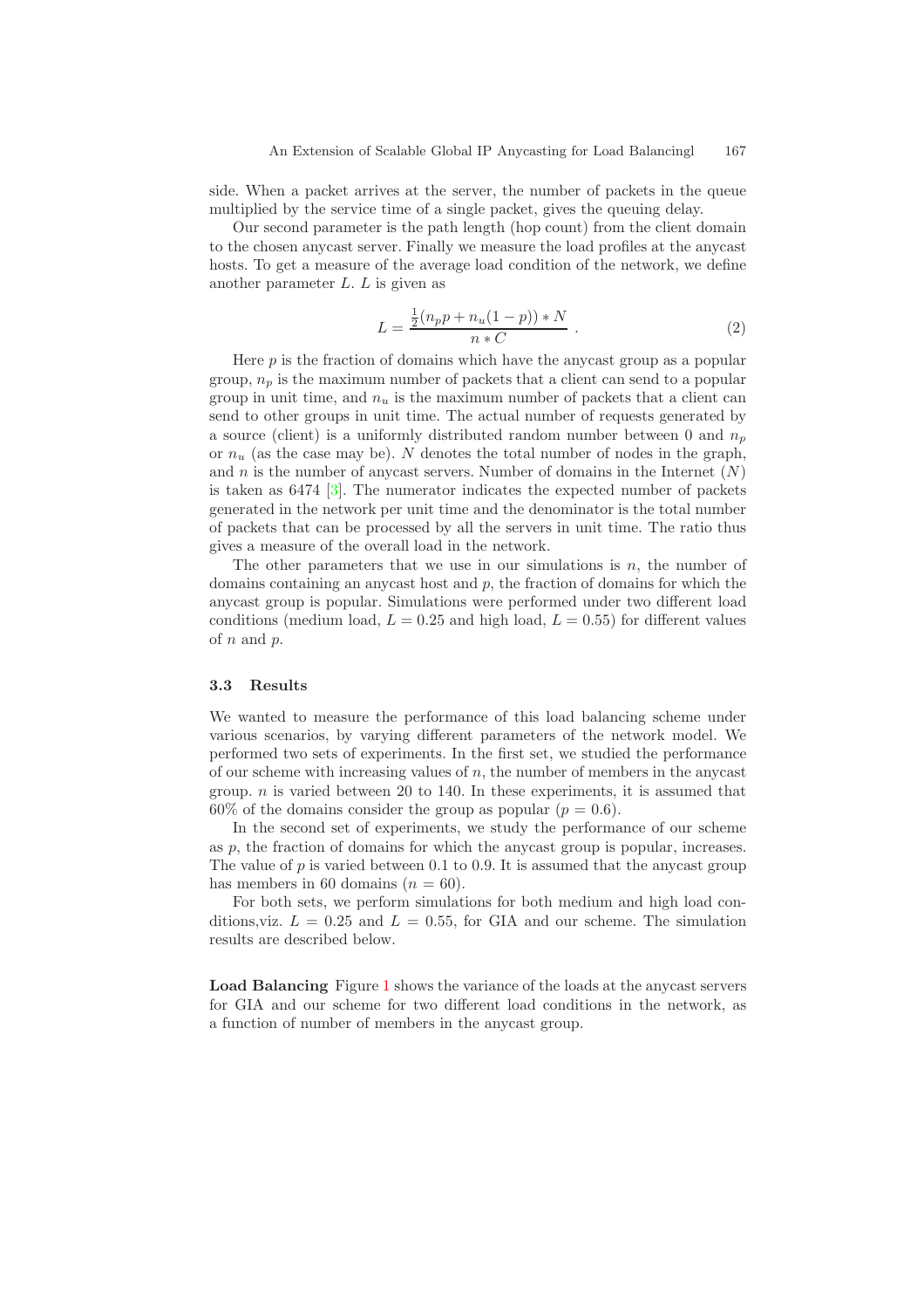side. When a packet arrives at the server, the number of packets in the queue multiplied by the service time of a single packet, gives the queuing delay.

Our second parameter is the path length (hop count) from the client domain to the chosen anycast server. Finally we measure the load profiles at the anycast hosts. To get a measure of the average load condition of the network, we define another parameter $L$. $L$ is given as

$$L = \frac{\frac{1}{2}(n_p p + n_u(1-p)) * N}{n * C} \ . \tag{2}$$

Here $p$ is the fraction of domains which have the anycast group as a popular group, $n_p$ is the maximum number of packets that a client can send to a popular group in unit time, and $n_u$ is the maximum number of packets that a client can send to other groups in unit time. The actual number of requests generated by a source (client) is a uniformly distributed random number between 0 and $n_p$ or $n_u$ (as the case may be). $N$ denotes the total number of nodes in the graph, and $n$ is the number of anycast servers. Number of domains in the Internet ($N$) is taken as 6474 [3]. The numerator indicates the expected number of packets generated in the network per unit time and the denominator is the total number of packets that can be processed by all the servers in unit time. The ratio thus gives a measure of the overall load in the network.

The other parameters that we use in our simulations is $n$, the number of domains containing an anycast host and $p$, the fraction of domains for which the anycast group is popular. Simulations were performed under two different load conditions (medium load, $L = 0.25$ and high load, $L = 0.55$) for different values of $n$ and $p$.

### 3.3 Results

We wanted to measure the performance of this load balancing scheme under various scenarios, by varying different parameters of the network model. We performed two sets of experiments. In the first set, we studied the performance of our scheme with increasing values of $n$, the number of members in the anycast group. $n$ is varied between 20 to 140. In these experiments, it is assumed that 60% of the domains consider the group as popular ($p = 0.6$).

In the second set of experiments, we study the performance of our scheme as $p$, the fraction of domains for which the anycast group is popular, increases. The value of $p$ is varied between 0.1 to 0.9. It is assumed that the anycast group has members in 60 domains ($n = 60$).

For both sets, we perform simulations for both medium and high load conditions,viz. $L = 0.25$ and $L = 0.55$, for GIA and our scheme. The simulation results are described below.

**Load Balancing** Figure 1 shows the variance of the loads at the anycast servers for GIA and our scheme for two different load conditions in the network, as a function of number of members in the anycast group.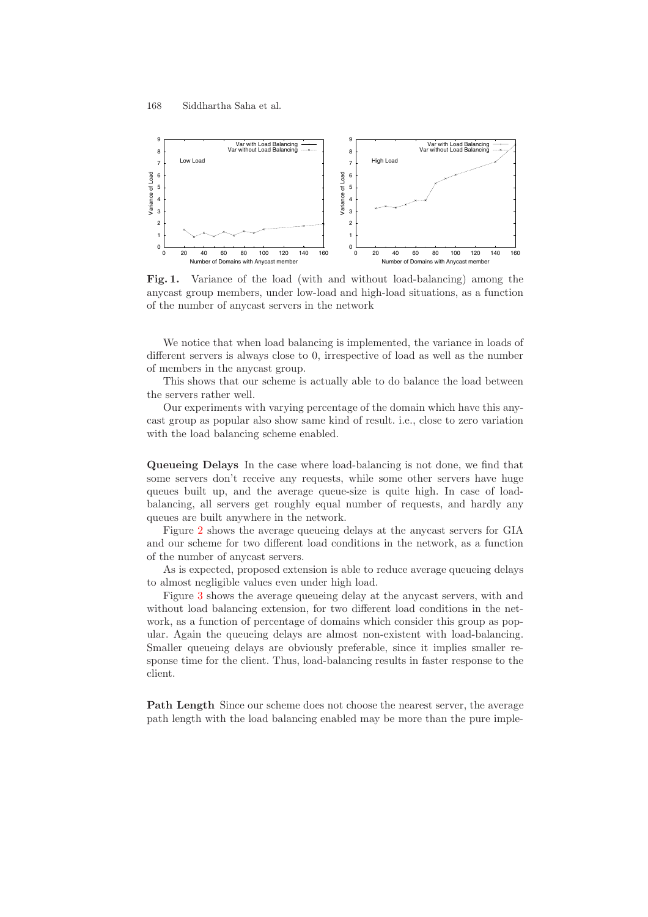9
8
7
6
5
4
3
2
1
0

Variance of Load

Low Load

Var with Load Balancing
Var without Load Balancing

0 20 40 60 80 100 120 140 160

Number of Domains with Anycast member

9
8
7
6
5
4
3
2
1
0

Variance of Load

High Load

Var with Load Balancing
Var without Load Balancing

0 20 40 60 80 100 120 140 160

Number of Domains with Anycast member

**Fig. 1.** Variance of the load (with and without load-balancing) among the anycast group members, under low-load and high-load situations, as a function of the number of anycast servers in the network

We notice that when load balancing is implemented, the variance in loads of different servers is always close to 0, irrespective of load as well as the number of members in the anycast group.

This shows that our scheme is actually able to do balance the load between the servers rather well.

Our experiments with varying percentage of the domain which have this anycast group as popular also show same kind of result. i.e., close to zero variation with the load balancing scheme enabled.

**Queueing Delays** In the case where load-balancing is not done, we find that some servers don't receive any requests, while some other servers have huge queues built up, and the average queue-size is quite high. In case of load-balancing, all servers get roughly equal number of requests, and hardly any queues are built anywhere in the network.

Figure 2 shows the average queueing delays at the anycast servers for GIA and our scheme for two different load conditions in the network, as a function of the number of anycast servers.

As is expected, proposed extension is able to reduce average queueing delays to almost negligible values even under high load.

Figure 3 shows the average queueing delay at the anycast servers, with and without load balancing extension, for two different load conditions in the network, as a function of percentage of domains which consider this group as popular. Again the queueing delays are almost non-existent with load-balancing. Smaller queueing delays are obviously preferable, since it implies smaller response time for the client. Thus, load-balancing results in faster response to the client.

**Path Length** Since our scheme does not choose the nearest server, the average path length with the load balancing enabled may be more than the pure imple-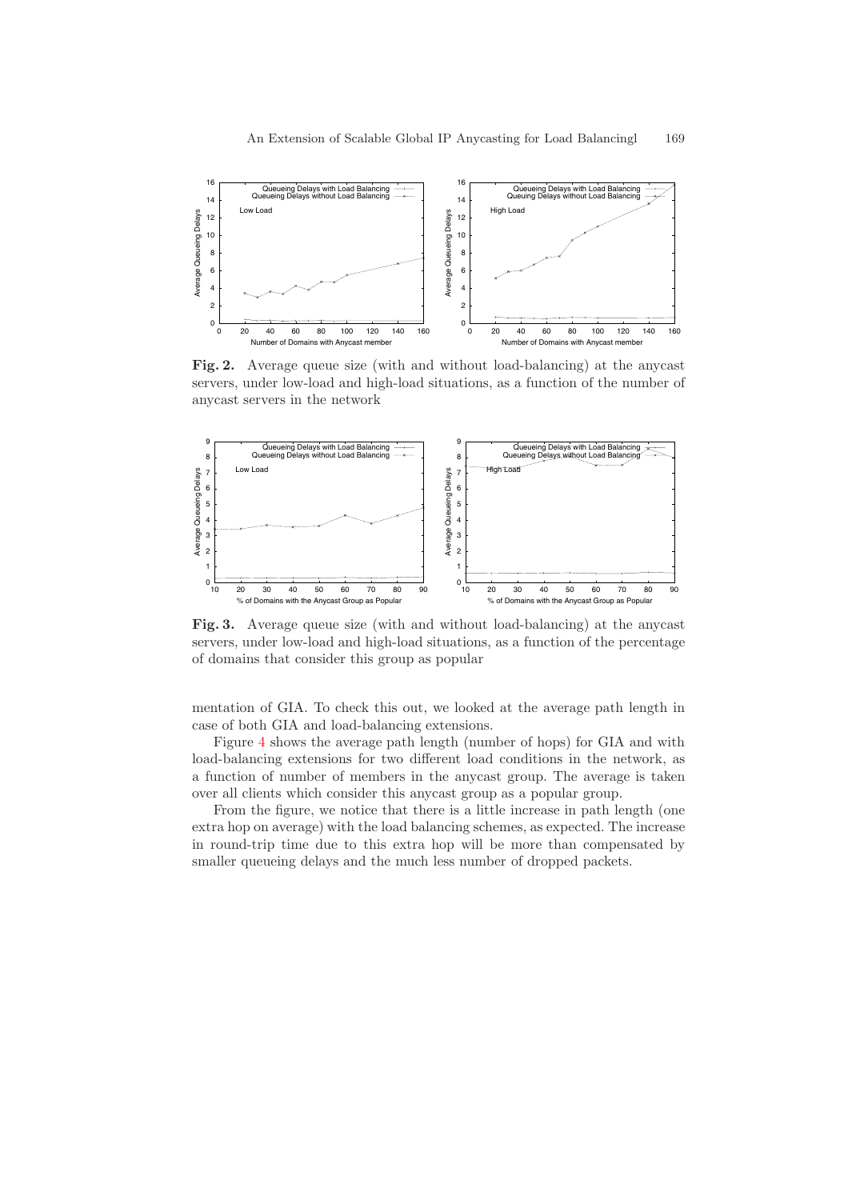**Fig. 2.** Average queue size (with and without load-balancing) at the anycast servers, under low-load and high-load situations, as a function of the number of anycast servers in the network

**Fig. 3.** Average queue size (with and without load-balancing) at the anycast servers, under low-load and high-load situations, as a function of the percentage of domains that consider this group as popular

mentation of GIA. To check this out, we looked at the average path length in case of both GIA and load-balancing extensions.

Figure 4 shows the average path length (number of hops) for GIA and with load-balancing extensions for two different load conditions in the network, as a function of number of members in the anycast group. The average is taken over all clients which consider this anycast group as a popular group.

From the figure, we notice that there is a little increase in path length (one extra hop on average) with the load balancing schemes, as expected. The increase in round-trip time due to this extra hop will be more than compensated by smaller queueing delays and the much less number of dropped packets.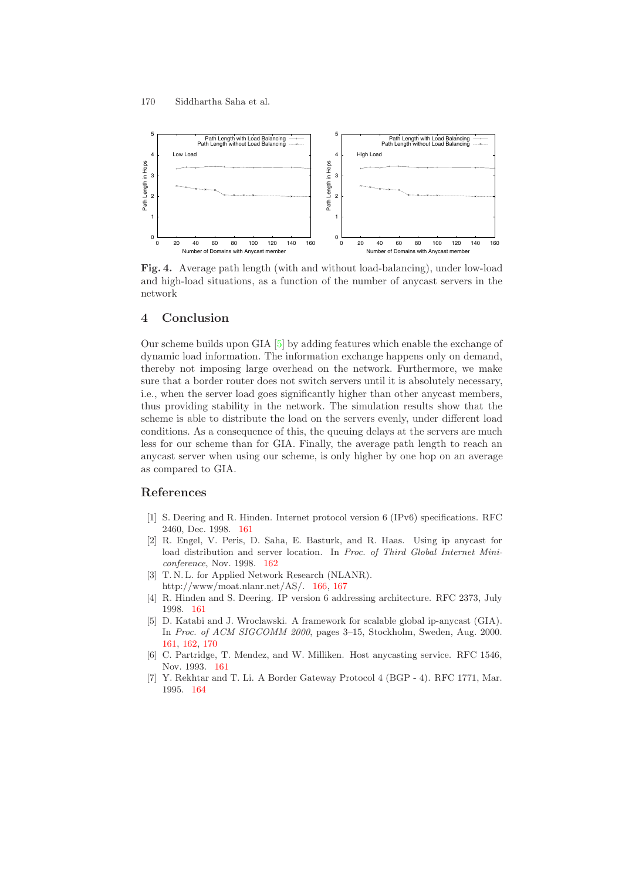**Fig. 4.** Average path length (with and without load-balancing), under low-load and high-load situations, as a function of the number of anycast servers in the network

## 4 Conclusion

Our scheme builds upon GIA [5] by adding features which enable the exchange of dynamic load information. The information exchange happens only on demand, thereby not imposing large overhead on the network. Furthermore, we make sure that a border router does not switch servers until it is absolutely necessary, i.e., when the server load goes significantly higher than other anycast members, thus providing stability in the network. The simulation results show that the scheme is able to distribute the load on the servers evenly, under different load conditions. As a consequence of this, the queuing delays at the servers are much less for our scheme than for GIA. Finally, the average path length to reach an anycast server when using our scheme, is only higher by one hop on an average as compared to GIA.

## References

1. S. Deering and R. Hinden. Internet protocol version 6 (IPv6) specifications. RFC 2460, Dec. 1998. 161
2. R. Engel, V. Peris, D. Saha, E. Basturk, and R. Haas. Using ip anycast for load distribution and server location. In *Proc. of Third Global Internet Mini-conference*, Nov. 1998. 162
3. T. N. L. for Applied Network Research (NLANR). http://www/moat.nlanr.net/AS/. 166, 167
4. R. Hinden and S. Deering. IP version 6 addressing architecture. RFC 2373, July 1998. 161
5. D. Katabi and J. Wroclawski. A framework for scalable global ip-anycast (GIA). In *Proc. of ACM SIGCOMM 2000*, pages 3–15, Stockholm, Sweden, Aug. 2000. 161, 162, 170
6. C. Partridge, T. Mendez, and W. Milliken. Host anycasting service. RFC 1546, Nov. 1993. 161
7. Y. Rekhtar and T. Li. A Border Gateway Protocol 4 (BGP - 4). RFC 1771, Mar. 1995. 164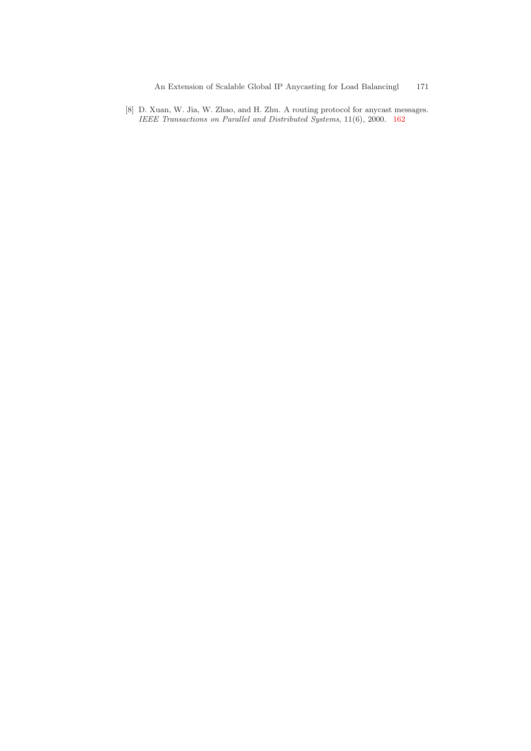[8] D. Xuan, W. Jia, W. Zhao, and H. Zhu. A routing protocol for anycast messages. *IEEE Transactions on Parallel and Distributed Systems*, 11(6), 2000. 162